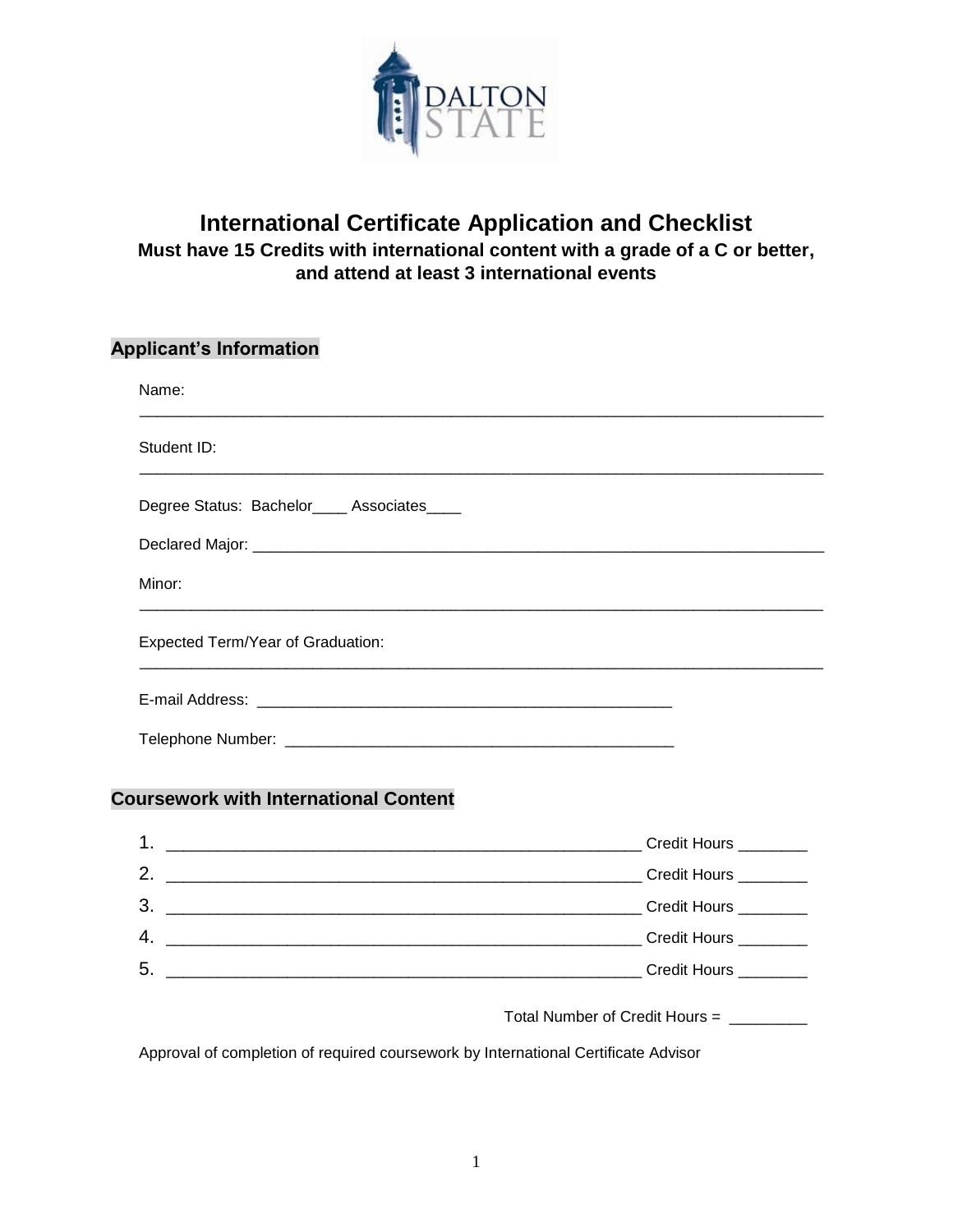# International Certificate Application and Checklist

**Must have 15 Credits with international content with a grade of a C or better, and attend at least 3 international events**

## Applicant's Information

Name: ________________________________________________________________

Student ID: ________________________________________________________________

Degree Status: Bachelor____ Associates____

Declared Major: ________________________________________________________________

Minor: ________________________________________________________________

Expected Term/Year of Graduation: ________________________________________________________________

E-mail Address: ________________________________________________

Telephone Number: ____________________________________________

## Coursework with International Content

1. ____________________________________________________ Credit Hours ________
2. ____________________________________________________ Credit Hours ________
3. ____________________________________________________ Credit Hours ________
4. ____________________________________________________ Credit Hours ________
5. ____________________________________________________ Credit Hours ________

Total Number of Credit Hours = _________

Approval of completion of required coursework by International Certificate Advisor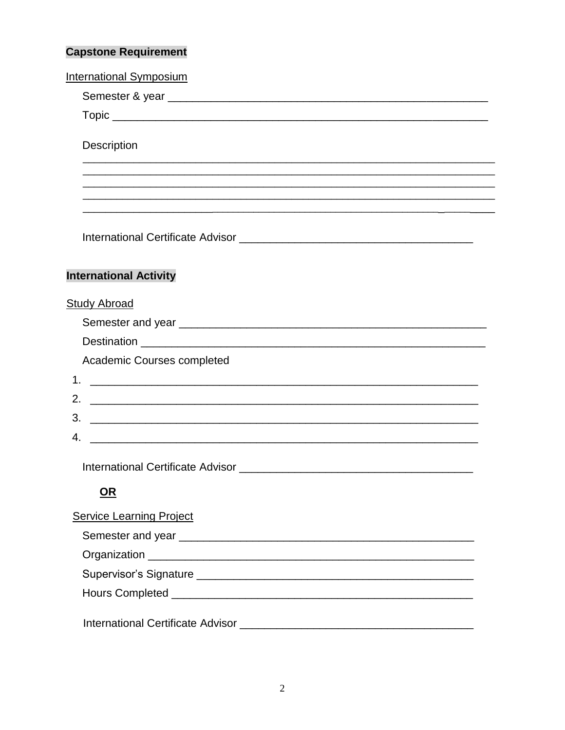**Capstone Requirement**

International Symposium

Semester & year ___________________________________________________

Topic ___________________________________________________________

Description

___________________________________________________________________
___________________________________________________________________
___________________________________________________________________
___________________________________________________________________
___________________________________________________________________

International Certificate Advisor ____________________________________

**International Activity**

Study Abroad

Semester and year _________________________________________________

Destination _______________________________________________________

Academic Courses completed

1. ______________________________________________________________
2. ______________________________________________________________
3. ______________________________________________________________
4. ______________________________________________________________

International Certificate Advisor ____________________________________

**OR**

Service Learning Project

Semester and year ______________________________________________

Organization ___________________________________________________

Supervisor's Signature ___________________________________________

Hours Completed ________________________________________________

International Certificate Advisor ____________________________________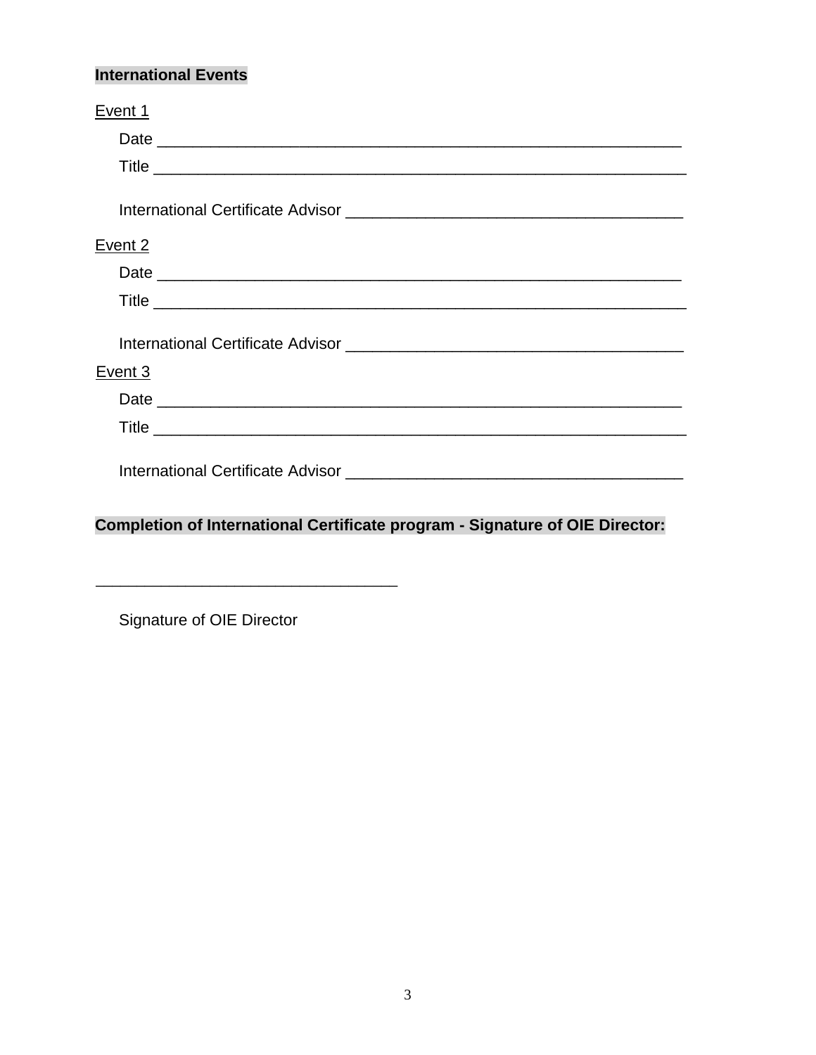**International Events**

Event 1

Date ____________________________________________________________

Title ____________________________________________________________

International Certificate Advisor ______________________________________

Event 2

Date ____________________________________________________________

Title ____________________________________________________________

International Certificate Advisor ______________________________________

Event 3

Date ____________________________________________________________

Title ____________________________________________________________

International Certificate Advisor ______________________________________

**Completion of International Certificate program - Signature of OIE Director:**

__________________________________

Signature of OIE Director